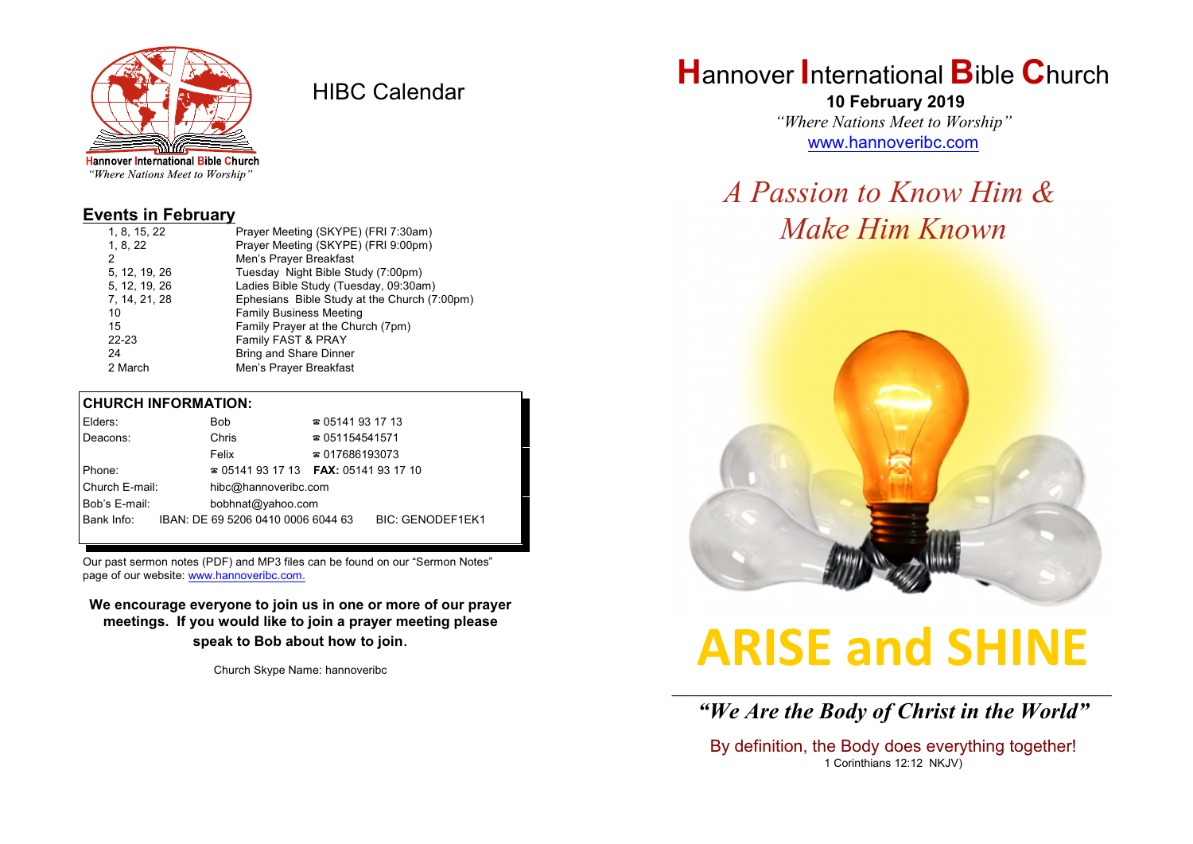Hannover International Bible Church
*"Where Nations Meet to Worship"*

# HIBC Calendar

## Events in February

| | |
|---|---|
| 1, 8, 15, 22 | Prayer Meeting (SKYPE) (FRI 7:30am) |
| 1, 8, 22 | Prayer Meeting (SKYPE) (FRI 9:00pm) |
| 2 | Men's Prayer Breakfast |
| 5, 12, 19, 26 | Tuesday Night Bible Study (7:00pm) |
| 5, 12, 19, 26 | Ladies Bible Study (Tuesday, 09:30am) |
| 7, 14, 21, 28 | Ephesians Bible Study at the Church (7:00pm) |
| 10 | Family Business Meeting |
| 15 | Family Prayer at the Church (7pm) |
| 22-23 | Family FAST & PRAY |
| 24 | Bring and Share Dinner |
| 2 March | Men's Prayer Breakfast |

## CHURCH INFORMATION:

| | | |
|---|---|---|
| Elders: | Bob | ☎ 05141 93 17 13 |
| Deacons: | Chris | ☎ 051154541571 |
| | Felix | ☎ 017686193073 |
| Phone: | ☎ 05141 93 17 13 | **FAX:** 05141 93 17 10 |
| Church E-mail: | hibc@hannoveribc.com | |
| Bob's E-mail: | bobhnat@yahoo.com | |
| Bank Info: | IBAN: DE 69 5206 0410 0006 6044 63 | BIC: GENODEF1EK1 |

Our past sermon notes (PDF) and MP3 files can be found on our "Sermon Notes" page of our website: www.hannoveribc.com.

**We encourage everyone to join us in one or more of our prayer meetings. If you would like to join a prayer meeting please speak to Bob about how to join.**

Church Skype Name: hannoveribc

# Hannover International Bible Church

**10 February 2019**

*"Where Nations Meet to Worship"*

www.hannoveribc.com

## *A Passion to Know Him & Make Him Known*

# ARISE and SHINE

***"We Are the Body of Christ in the World"***

By definition, the Body does everything together!

1 Corinthians 12:12 NKJV)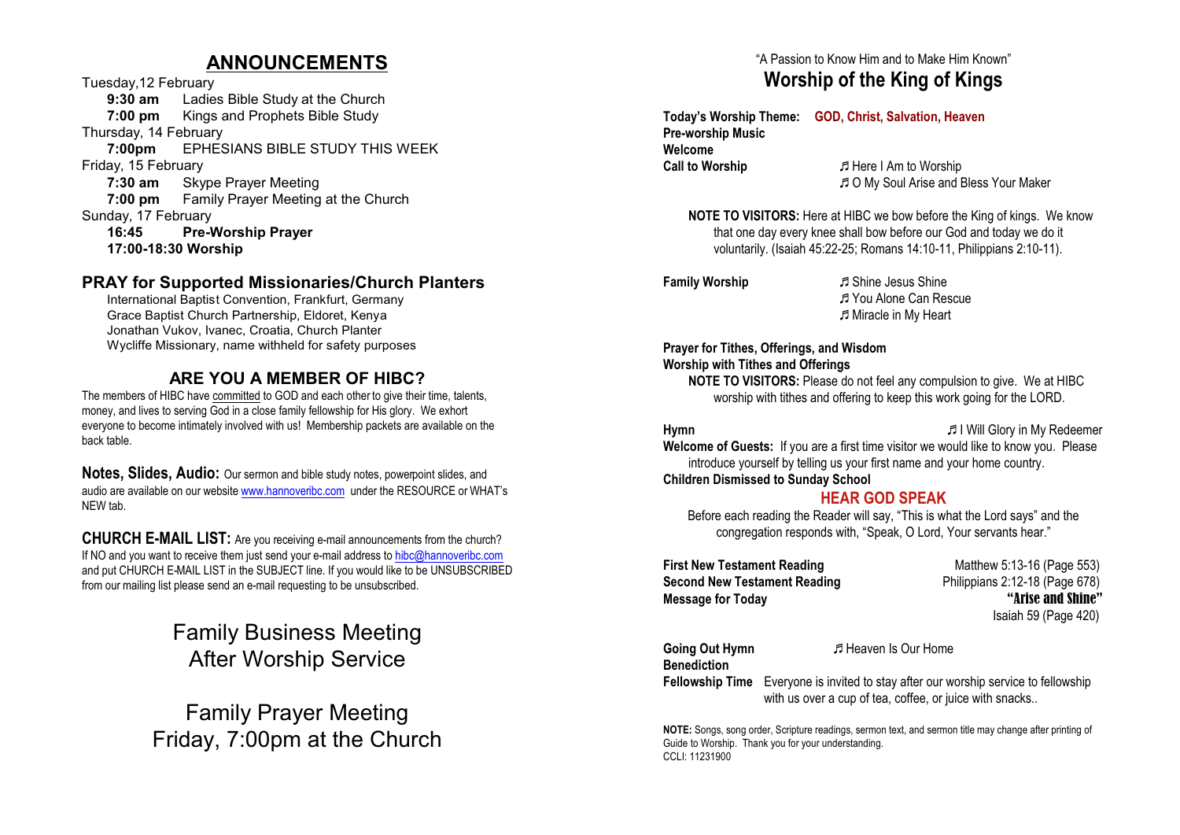# ANNOUNCEMENTS

Tuesday,12 February
- **9:30 am** Ladies Bible Study at the Church
- **7:00 pm** Kings and Prophets Bible Study

Thursday, 14 February
- **7:00pm** EPHESIANS BIBLE STUDY THIS WEEK

Friday, 15 February
- **7:30 am** Skype Prayer Meeting
- **7:00 pm** Family Prayer Meeting at the Church

Sunday, 17 February
- **16:45 Pre-Worship Prayer**
- **17:00-18:30 Worship**

## PRAY for Supported Missionaries/Church Planters

International Baptist Convention, Frankfurt, Germany
Grace Baptist Church Partnership, Eldoret, Kenya
Jonathan Vukov, Ivanec, Croatia, Church Planter
Wycliffe Missionary, name withheld for safety purposes

## ARE YOU A MEMBER OF HIBC?

The members of HIBC have committed to GOD and each other to give their time, talents, money, and lives to serving God in a close family fellowship for His glory. We exhort everyone to become intimately involved with us! Membership packets are available on the back table.

**Notes, Slides, Audio:** Our sermon and bible study notes, powerpoint slides, and audio are available on our website www.hannoveribc.com under the RESOURCE or WHAT's NEW tab.

**CHURCH E-MAIL LIST:** Are you receiving e-mail announcements from the church? If NO and you want to receive them just send your e-mail address to hibc@hannoveribc.com and put CHURCH E-MAIL LIST in the SUBJECT line. If you would like to be UNSUBSCRIBED from our mailing list please send an e-mail requesting to be unsubscribed.

Family Business Meeting
After Worship Service

Family Prayer Meeting
Friday, 7:00pm at the Church

"A Passion to Know Him and to Make Him Known"

# Worship of the King of Kings

**Today's Worship Theme:** **GOD, Christ, Salvation, Heaven**

**Pre-worship Music**

**Welcome**

**Call to Worship** ♬ Here I Am to Worship
♬ O My Soul Arise and Bless Your Maker

**NOTE TO VISITORS:** Here at HIBC we bow before the King of kings. We know that one day every knee shall bow before our God and today we do it voluntarily. (Isaiah 45:22-25; Romans 14:10-11, Philippians 2:10-11).

**Family Worship** ♬ Shine Jesus Shine
♬ You Alone Can Rescue
♬ Miracle in My Heart

**Prayer for Tithes, Offerings, and Wisdom**

**Worship with Tithes and Offerings**

**NOTE TO VISITORS:** Please do not feel any compulsion to give. We at HIBC worship with tithes and offering to keep this work going for the LORD.

**Hymn** ♬ I Will Glory in My Redeemer

**Welcome of Guests:** If you are a first time visitor we would like to know you. Please introduce yourself by telling us your first name and your home country.

**Children Dismissed to Sunday School**

## HEAR GOD SPEAK

Before each reading the Reader will say, "This is what the Lord says" and the congregation responds with, "Speak, O Lord, Your servants hear."

**First New Testament Reading** Matthew 5:13-16 (Page 553)

**Second New Testament Reading** Philippians 2:12-18 (Page 678)

**Message for Today** **"Arise and Shine"**
Isaiah 59 (Page 420)

**Going Out Hymn** ♬ Heaven Is Our Home

**Benediction**

**Fellowship Time** Everyone is invited to stay after our worship service to fellowship with us over a cup of tea, coffee, or juice with snacks..

**NOTE:** Songs, song order, Scripture readings, sermon text, and sermon title may change after printing of Guide to Worship. Thank you for your understanding.
CCLI: 11231900